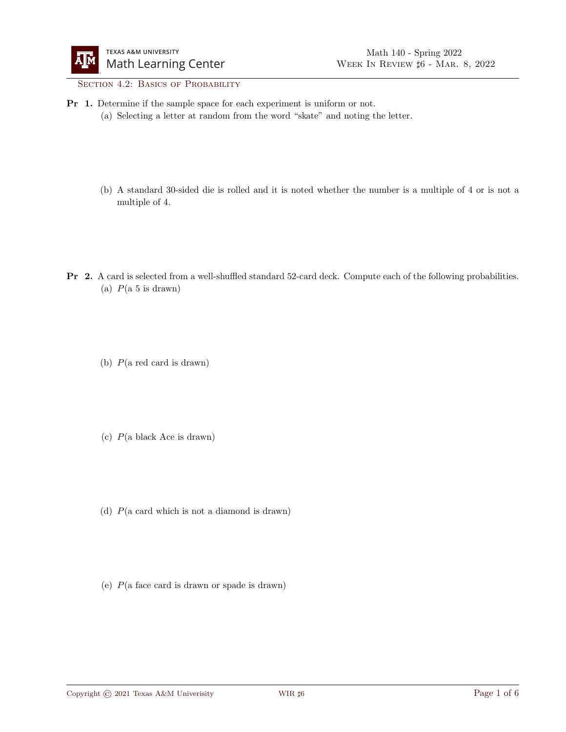Texas A&M University Math Learning Center

Math 140 - Spring 2022
Week In Review ♯6 - Mar. 8, 2022

## Section 4.2: Basics of Probability

**Pr 1.** Determine if the sample space for each experiment is uniform or not.

(a) Selecting a letter at random from the word "skate" and noting the letter.

(b) A standard 30-sided die is rolled and it is noted whether the number is a multiple of 4 or is not a multiple of 4.

**Pr 2.** A card is selected from a well-shuffled standard 52-card deck. Compute each of the following probabilities.

(a) $P$(a 5 is drawn)

(b) $P$(a red card is drawn)

(c) $P$(a black Ace is drawn)

(d) $P$(a card which is not a diamond is drawn)

(e) $P$(a face card is drawn or spade is drawn)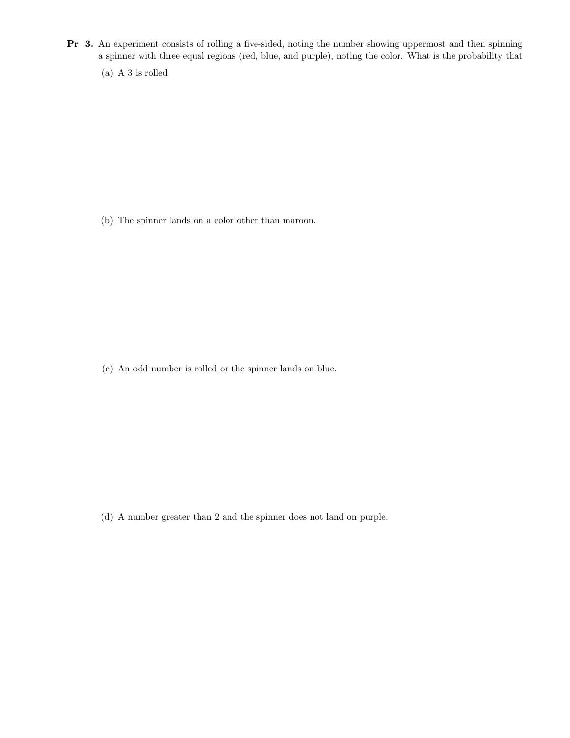**Pr 3.** An experiment consists of rolling a five-sided, noting the number showing uppermost and then spinning a spinner with three equal regions (red, blue, and purple), noting the color. What is the probability that

(a) A 3 is rolled

(b) The spinner lands on a color other than maroon.

(c) An odd number is rolled or the spinner lands on blue.

(d) A number greater than 2 and the spinner does not land on purple.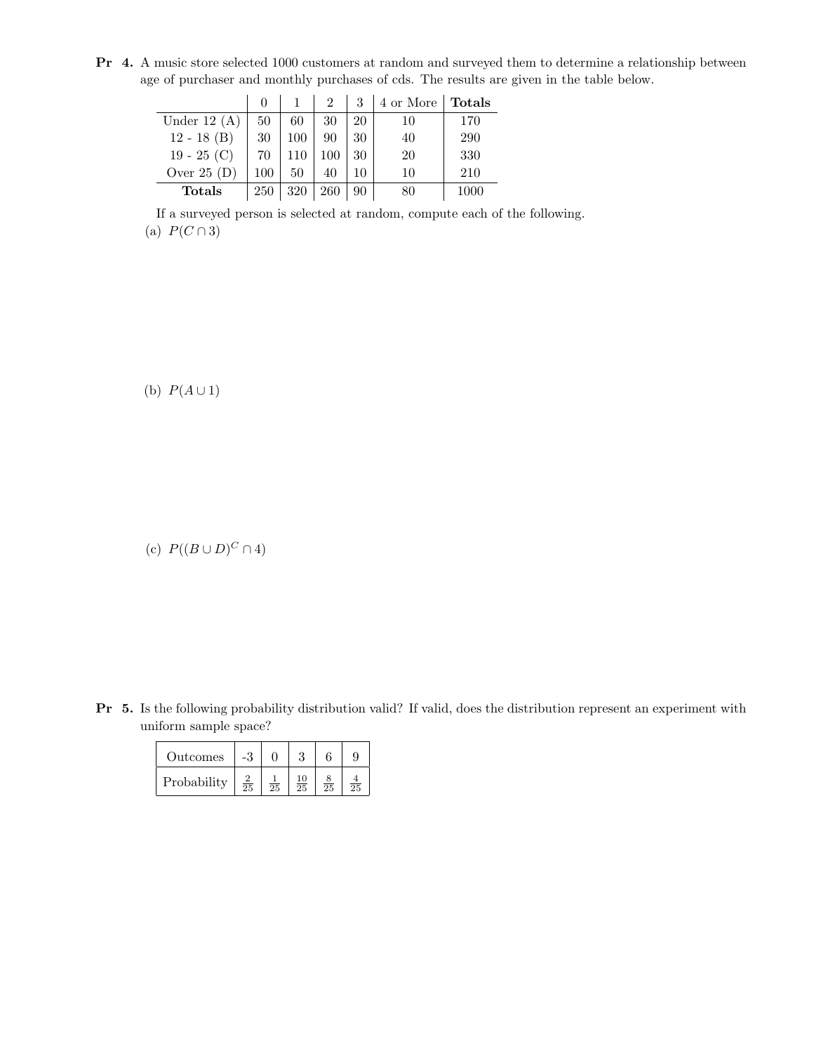**Pr 4.** A music store selected 1000 customers at random and surveyed them to determine a relationship between age of purchaser and monthly purchases of cds. The results are given in the table below.

| | 0 | 1 | 2 | 3 | 4 or More | **Totals** |
|---|---|---|---|---|---|---|
| Under 12 (A) | 50 | 60 | 30 | 20 | 10 | 170 |
| 12 - 18 (B) | 30 | 100 | 90 | 30 | 40 | 290 |
| 19 - 25 (C) | 70 | 110 | 100 | 30 | 20 | 330 |
| Over 25 (D) | 100 | 50 | 40 | 10 | 10 | 210 |
| **Totals** | 250 | 320 | 260 | 90 | 80 | 1000 |

If a surveyed person is selected at random, compute each of the following.

(a) $P(C \cap 3)$

(b) $P(A \cup 1)$

(c) $P((B \cup D)^C \cap 4)$

**Pr 5.** Is the following probability distribution valid? If valid, does the distribution represent an experiment with uniform sample space?

| Outcomes | -3 | 0 | 3 | 6 | 9 |
|---|---|---|---|---|---|
| Probability | $\frac{2}{25}$ | $\frac{1}{25}$ | $\frac{10}{25}$ | $\frac{8}{25}$ | $\frac{4}{25}$ |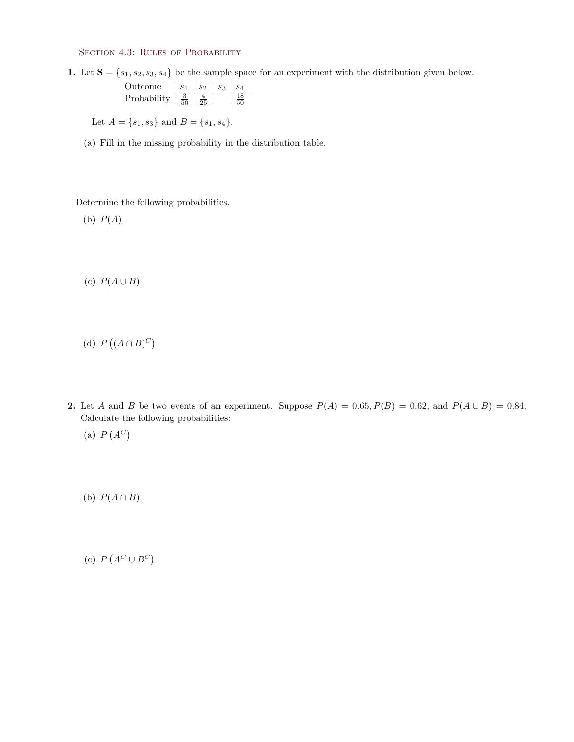## Section 4.3: Rules of Probability

**1.** Let $\mathbf{S} = \{s_1, s_2, s_3, s_4\}$ be the sample space for an experiment with the distribution given below.

| Outcome | $s_1$ | $s_2$ | $s_3$ | $s_4$ |
|---|---|---|---|---|
| Probability | $\frac{3}{50}$ | $\frac{4}{25}$ | | $\frac{18}{50}$ |

Let $A = \{s_1, s_3\}$ and $B = \{s_1, s_4\}$.

(a) Fill in the missing probability in the distribution table.

Determine the following probabilities.

(b) $P(A)$

(c) $P(A \cup B)$

(d) $P\left((A \cap B)^C\right)$

**2.** Let $A$ and $B$ be two events of an experiment. Suppose $P(A) = 0.65, P(B) = 0.62$, and $P(A \cup B) = 0.84$. Calculate the following probabilities:

(a) $P\left(A^C\right)$

(b) $P(A \cap B)$

(c) $P\left(A^C \cup B^C\right)$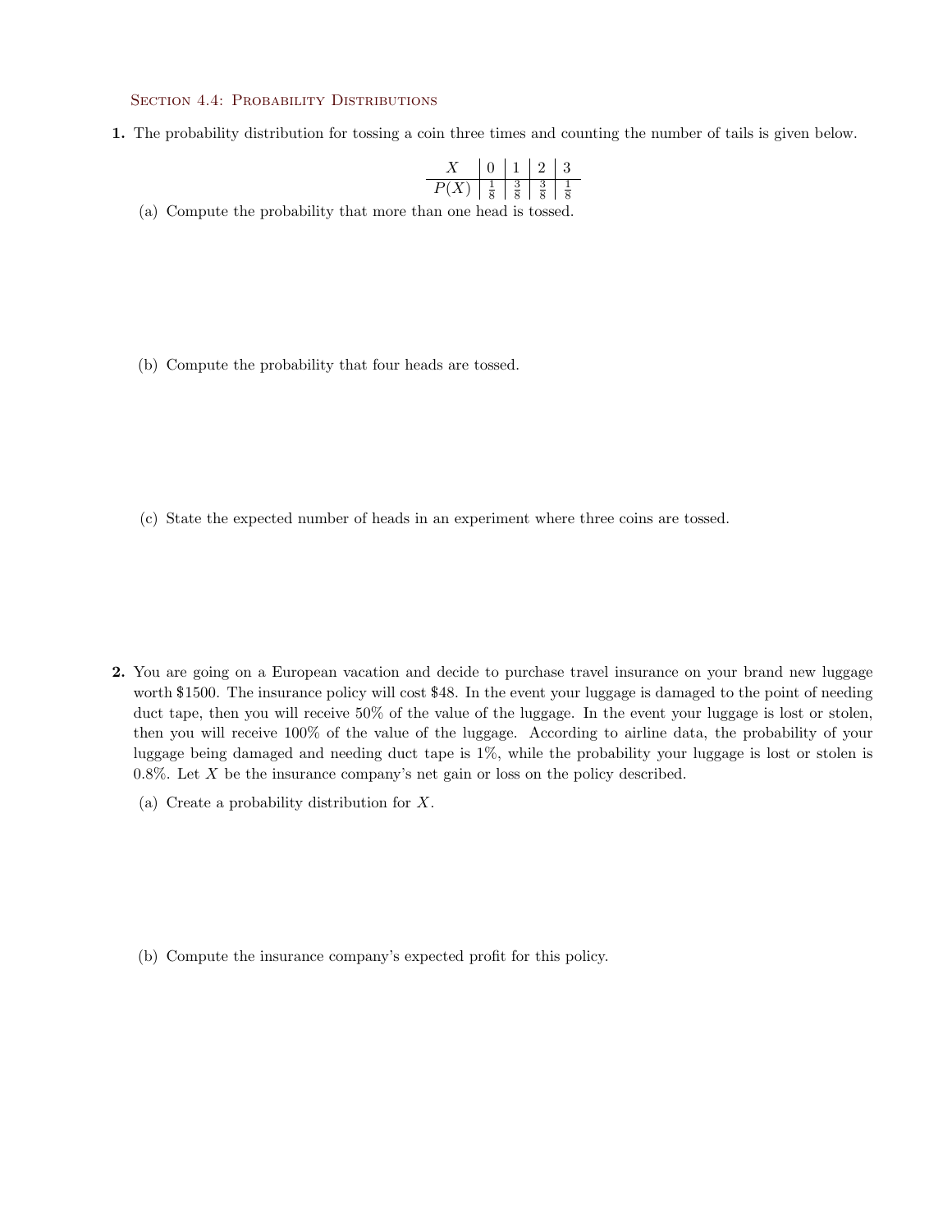## Section 4.4: Probability Distributions

**1.** The probability distribution for tossing a coin three times and counting the number of tails is given below.

| $X$ | 0 | 1 | 2 | 3 |
|---|---|---|---|---|
| $P(X)$ | $\frac{1}{8}$ | $\frac{3}{8}$ | $\frac{3}{8}$ | $\frac{1}{8}$ |

(a) Compute the probability that more than one head is tossed.

(b) Compute the probability that four heads are tossed.

(c) State the expected number of heads in an experiment where three coins are tossed.

**2.** You are going on a European vacation and decide to purchase travel insurance on your brand new luggage worth \$1500. The insurance policy will cost \$48. In the event your luggage is damaged to the point of needing duct tape, then you will receive 50% of the value of the luggage. In the event your luggage is lost or stolen, then you will receive 100% of the value of the luggage. According to airline data, the probability of your luggage being damaged and needing duct tape is 1%, while the probability your luggage is lost or stolen is 0.8%. Let $X$ be the insurance company's net gain or loss on the policy described.

(a) Create a probability distribution for $X$.

(b) Compute the insurance company's expected profit for this policy.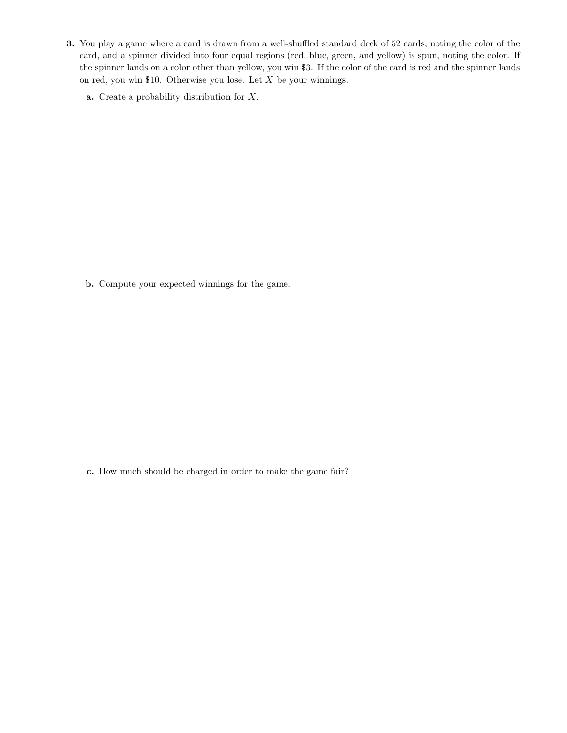**3.** You play a game where a card is drawn from a well-shuffled standard deck of 52 cards, noting the color of the card, and a spinner divided into four equal regions (red, blue, green, and yellow) is spun, noting the color. If the spinner lands on a color other than yellow, you win \$3. If the color of the card is red and the spinner lands on red, you win \$10. Otherwise you lose. Let $X$ be your winnings.

**a.** Create a probability distribution for $X$.

**b.** Compute your expected winnings for the game.

**c.** How much should be charged in order to make the game fair?